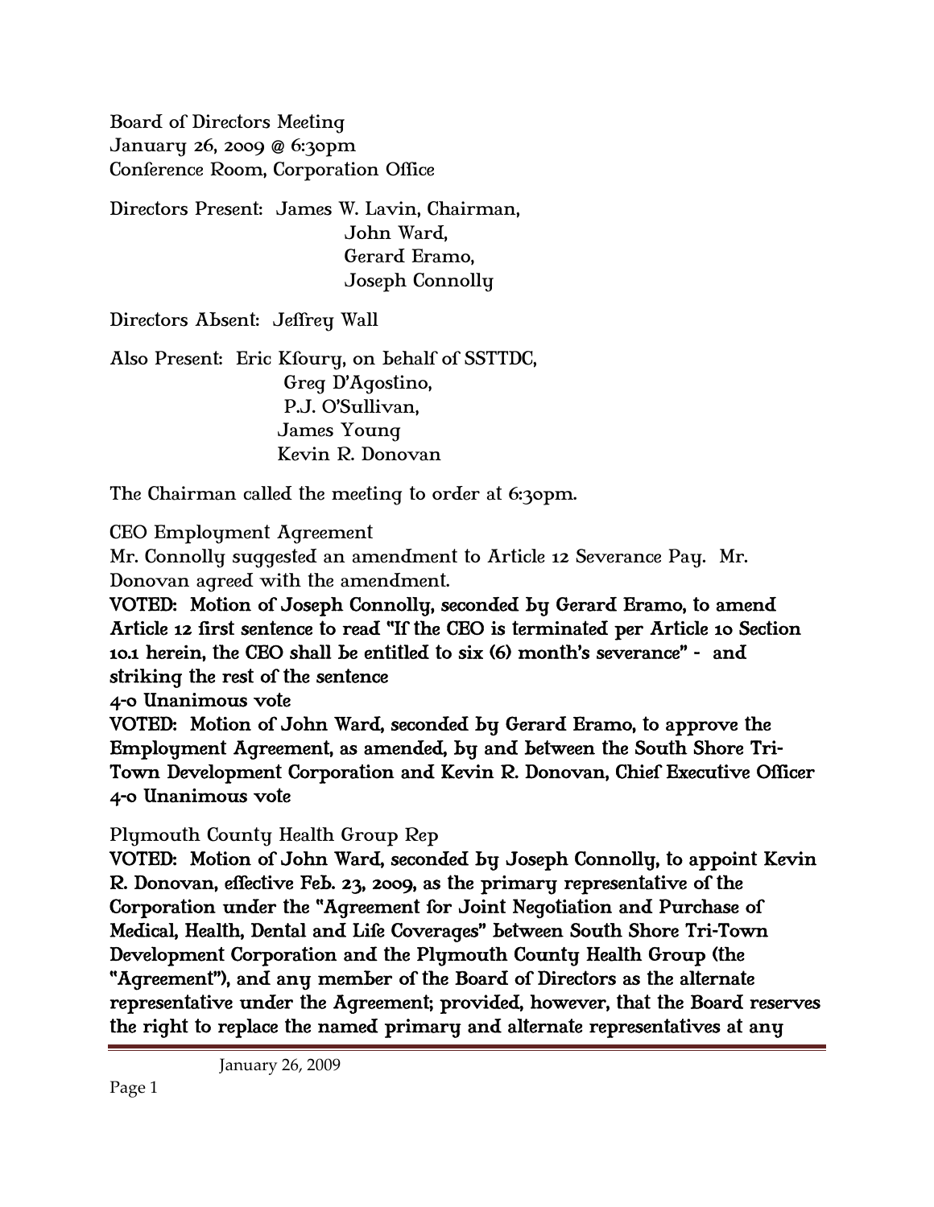Board of Directors Meeting
January 26, 2009 @ 6:30pm
Conference Room, Corporation Office

Directors Present: James W. Lavin, Chairman,
John Ward,
Gerard Eramo,
Joseph Connolly

Directors Absent: Jeffrey Wall

Also Present: Eric Kfoury, on behalf of SSTTDC,
Greg D'Agostino,
P.J. O'Sullivan,
James Young
Kevin R. Donovan

The Chairman called the meeting to order at 6:30pm.

CEO Employment Agreement

Mr. Connolly suggested an amendment to Article 12 Severance Pay. Mr. Donovan agreed with the amendment.

**VOTED: Motion of Joseph Connolly, seconded by Gerard Eramo, to amend Article 12 first sentence to read "If the CEO is terminated per Article 10 Section 10.1 herein, the CEO shall be entitled to six (6) month's severance" - and striking the rest of the sentence**

**4-0 Unanimous vote**

**VOTED: Motion of John Ward, seconded by Gerard Eramo, to approve the Employment Agreement, as amended, by and between the South Shore Tri-Town Development Corporation and Kevin R. Donovan, Chief Executive Officer**

**4-0 Unanimous vote**

Plymouth County Health Group Rep

**VOTED: Motion of John Ward, seconded by Joseph Connolly, to appoint Kevin R. Donovan, effective Feb. 23, 2009, as the primary representative of the Corporation under the "Agreement for Joint Negotiation and Purchase of Medical, Health, Dental and Life Coverages" between South Shore Tri-Town Development Corporation and the Plymouth County Health Group (the "Agreement"), and any member of the Board of Directors as the alternate representative under the Agreement; provided, however, that the Board reserves the right to replace the named primary and alternate representatives at any**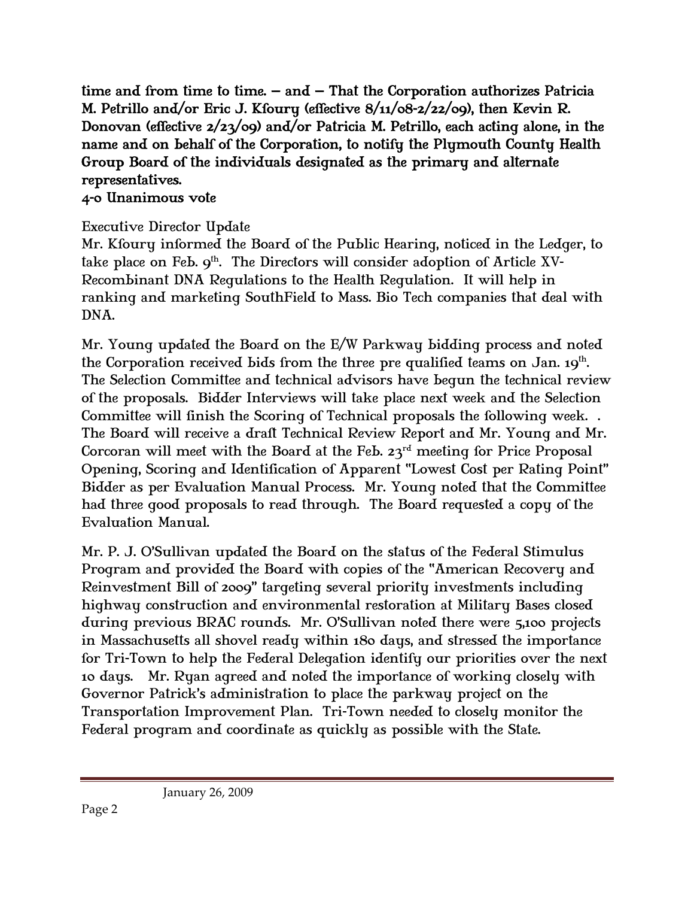**time and from time to time. – and – That the Corporation authorizes Patricia M. Petrillo and/or Eric J. Kfoury (effective 8/11/08-2/22/09), then Kevin R. Donovan (effective 2/23/09) and/or Patricia M. Petrillo, each acting alone, in the name and on behalf of the Corporation, to notify the Plymouth County Health Group Board of the individuals designated as the primary and alternate representatives.**
**4-0 Unanimous vote**

Executive Director Update
Mr. Kfoury informed the Board of the Public Hearing, noticed in the Ledger, to take place on Feb. 9th. The Directors will consider adoption of Article XV-Recombinant DNA Regulations to the Health Regulation. It will help in ranking and marketing SouthField to Mass. Bio Tech companies that deal with DNA.

Mr. Young updated the Board on the E/W Parkway bidding process and noted the Corporation received bids from the three pre qualified teams on Jan. 19th. The Selection Committee and technical advisors have begun the technical review of the proposals. Bidder Interviews will take place next week and the Selection Committee will finish the Scoring of Technical proposals the following week. . The Board will receive a draft Technical Review Report and Mr. Young and Mr. Corcoran will meet with the Board at the Feb. 23rd meeting for Price Proposal Opening, Scoring and Identification of Apparent "Lowest Cost per Rating Point" Bidder as per Evaluation Manual Process. Mr. Young noted that the Committee had three good proposals to read through. The Board requested a copy of the Evaluation Manual.

Mr. P. J. O'Sullivan updated the Board on the status of the Federal Stimulus Program and provided the Board with copies of the "American Recovery and Reinvestment Bill of 2009" targeting several priority investments including highway construction and environmental restoration at Military Bases closed during previous BRAC rounds. Mr. O'Sullivan noted there were 5,100 projects in Massachusetts all shovel ready within 180 days, and stressed the importance for Tri-Town to help the Federal Delegation identify our priorities over the next 10 days. Mr. Ryan agreed and noted the importance of working closely with Governor Patrick's administration to place the parkway project on the Transportation Improvement Plan. Tri-Town needed to closely monitor the Federal program and coordinate as quickly as possible with the State.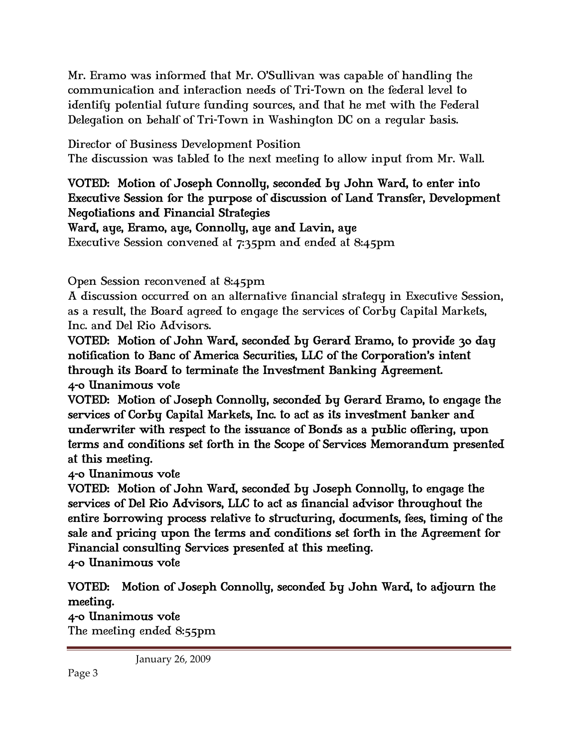Mr. Eramo was informed that Mr. O'Sullivan was capable of handling the communication and interaction needs of Tri-Town on the federal level to identify potential future funding sources, and that he met with the Federal Delegation on behalf of Tri-Town in Washington DC on a regular basis.

Director of Business Development Position
The discussion was tabled to the next meeting to allow input from Mr. Wall.

**VOTED: Motion of Joseph Connolly, seconded by John Ward, to enter into Executive Session for the purpose of discussion of Land Transfer, Development Negotiations and Financial Strategies**
**Ward, aye, Eramo, aye, Connolly, aye and Lavin, aye**
Executive Session convened at 7:35pm and ended at 8:45pm

Open Session reconvened at 8:45pm
A discussion occurred on an alternative financial strategy in Executive Session, as a result, the Board agreed to engage the services of Corby Capital Markets, Inc. and Del Rio Advisors.
**VOTED: Motion of John Ward, seconded by Gerard Eramo, to provide 30 day notification to Banc of America Securities, LLC of the Corporation's intent through its Board to terminate the Investment Banking Agreement.**
**4-0 Unanimous vote**
**VOTED: Motion of Joseph Connolly, seconded by Gerard Eramo, to engage the services of Corby Capital Markets, Inc. to act as its investment banker and underwriter with respect to the issuance of Bonds as a public offering, upon terms and conditions set forth in the Scope of Services Memorandum presented at this meeting.**
**4-0 Unanimous vote**
**VOTED: Motion of John Ward, seconded by Joseph Connolly, to engage the services of Del Rio Advisors, LLC to act as financial advisor throughout the entire borrowing process relative to structuring, documents, fees, timing of the sale and pricing upon the terms and conditions set forth in the Agreement for Financial consulting Services presented at this meeting.**
**4-0 Unanimous vote**

**VOTED: Motion of Joseph Connolly, seconded by John Ward, to adjourn the meeting.**
**4-0 Unanimous vote**
The meeting ended 8:55pm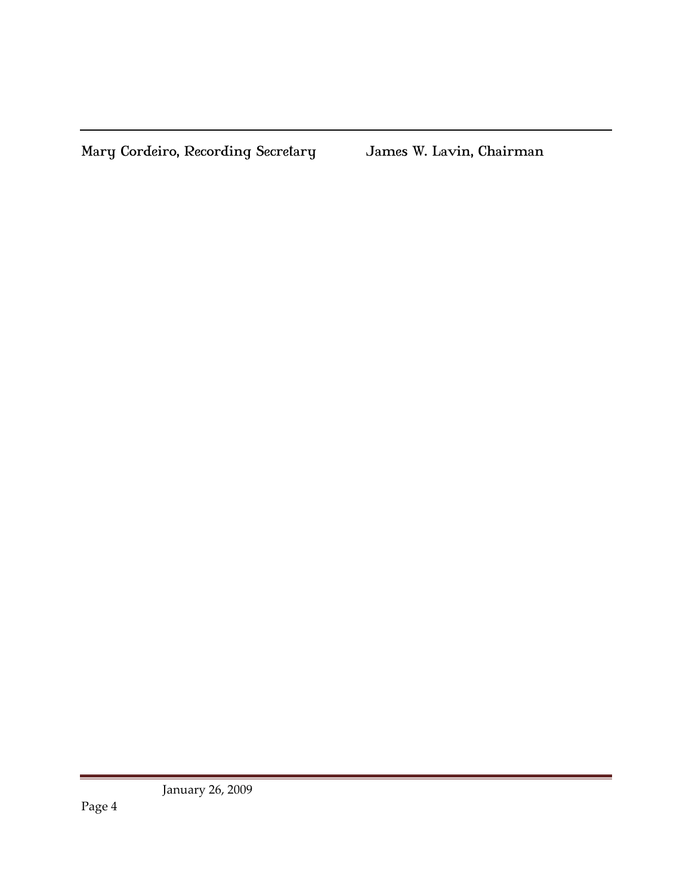---

Mary Cordeiro, Recording Secretary James W. Lavin, Chairman